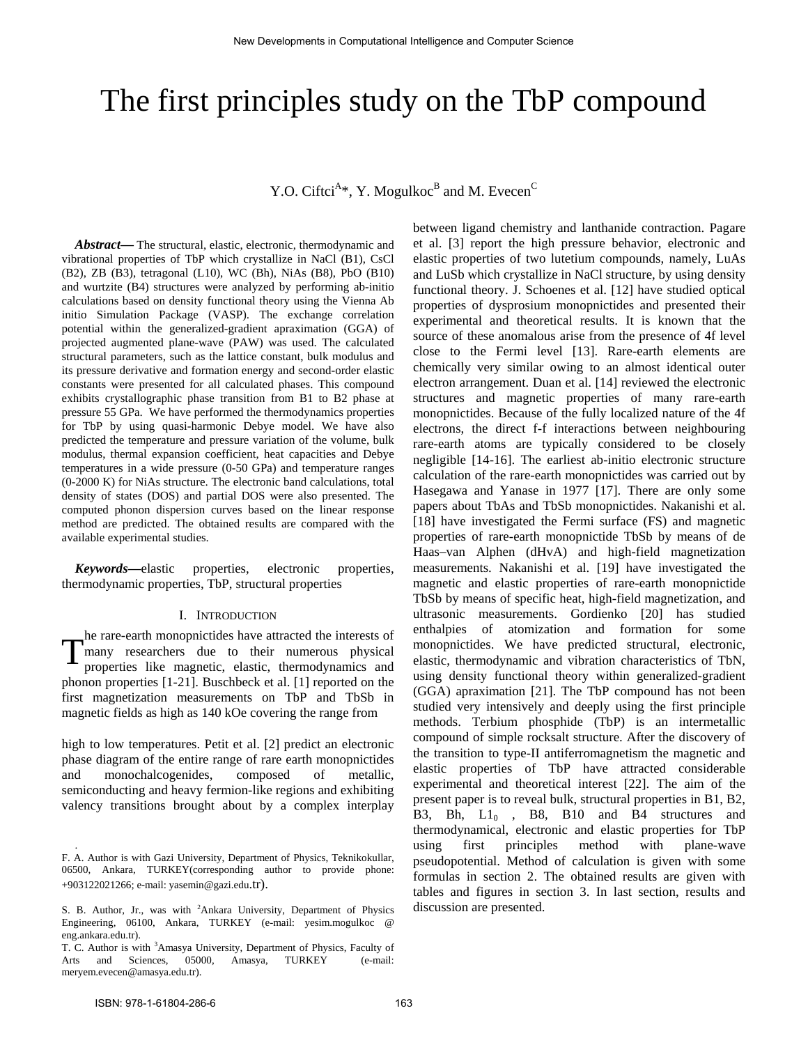# The first principles study on the TbP compound

Y.O. Ciftci[A]*, Y. Mogulkoc[B] and M. Evecen[C]

***Abstract*****—** The structural, elastic, electronic, thermodynamic and vibrational properties of TbP which crystallize in NaCl (B1), CsCl (B2), ZB (B3), tetragonal (L10), WC (Bh), NiAs (B8), PbO (B10) and wurtzite (B4) structures were analyzed by performing ab-initio calculations based on density functional theory using the Vienna Ab initio Simulation Package (VASP). The exchange correlation potential within the generalized-gradient apraximation (GGA) of projected augmented plane-wave (PAW) was used. The calculated structural parameters, such as the lattice constant, bulk modulus and its pressure derivative and formation energy and second-order elastic constants were presented for all calculated phases. This compound exhibits crystallographic phase transition from B1 to B2 phase at pressure 55 GPa. We have performed the thermodynamics properties for TbP by using quasi-harmonic Debye model. We have also predicted the temperature and pressure variation of the volume, bulk modulus, thermal expansion coefficient, heat capacities and Debye temperatures in a wide pressure (0-50 GPa) and temperature ranges (0-2000 K) for NiAs structure. The electronic band calculations, total density of states (DOS) and partial DOS were also presented. The computed phonon dispersion curves based on the linear response method are predicted. The obtained results are compared with the available experimental studies.

***Keywords*****—**elastic properties, electronic properties, thermodynamic properties, TbP, structural properties

## I. Introduction

The rare-earth monopnictides have attracted the interests of many researchers due to their numerous physical properties like magnetic, elastic, thermodynamics and phonon properties [1-21]. Buschbeck et al. [1] reported on the first magnetization measurements on TbP and TbSb in magnetic fields as high as 140 kOe covering the range from high to low temperatures. Petit et al. [2] predict an electronic phase diagram of the entire range of rare earth monopnictides and monochalcogenides, composed of metallic, semiconducting and heavy fermion-like regions and exhibiting valency transitions brought about by a complex interplay between ligand chemistry and lanthanide contraction. Pagare et al. [3] report the high pressure behavior, electronic and elastic properties of two lutetium compounds, namely, LuAs and LuSb which crystallize in NaCl structure, by using density functional theory. J. Schoenes et al. [12] have studied optical properties of dysprosium monopnictides and presented their experimental and theoretical results. It is known that the source of these anomalous arise from the presence of 4f level close to the Fermi level [13]. Rare-earth elements are chemically very similar owing to an almost identical outer electron arrangement. Duan et al. [14] reviewed the electronic structures and magnetic properties of many rare-earth monopnictides. Because of the fully localized nature of the 4f electrons, the direct f-f interactions between neighbouring rare-earth atoms are typically considered to be closely negligible [14-16]. The earliest ab-initio electronic structure calculation of the rare-earth monopnictides was carried out by Hasegawa and Yanase in 1977 [17]. There are only some papers about TbAs and TbSb monopnictides. Nakanishi et al. [18] have investigated the Fermi surface (FS) and magnetic properties of rare-earth monopnictide TbSb by means of de Haas–van Alphen (dHvA) and high-field magnetization measurements. Nakanishi et al. [19] have investigated the magnetic and elastic properties of rare-earth monopnictide TbSb by means of specific heat, high-field magnetization, and ultrasonic measurements. Gordienko [20] has studied enthalpies of atomization and formation for some monopnictides. We have predicted structural, electronic, elastic, thermodynamic and vibration characteristics of TbN, using density functional theory within generalized-gradient (GGA) apraximation [21]. The TbP compound has not been studied very intensively and deeply using the first principle methods. Terbium phosphide (TbP) is an intermetallic compound of simple rocksalt structure. After the discovery of the transition to type-II antiferromagnetism the magnetic and elastic properties of TbP have attracted considerable experimental and theoretical interest [22]. The aim of the present paper is to reveal bulk, structural properties in B1, B2, B3, Bh, $L1_0$ , B8, B10 and B4 structures and thermodynamical, electronic and elastic properties for TbP using first principles method with plane-wave pseudopotential. Method of calculation is given with some formulas in section 2. The obtained results are given with tables and figures in section 3. In last section, results and discussion are presented.

F. A. Author is with Gazi University, Department of Physics, Teknikokullar, 06500, Ankara, TURKEY(corresponding author to provide phone: +903122021266; e-mail: yasemin@gazi.edu.tr).

S. B. Author, Jr., was with [2]Ankara University, Department of Physics Engineering, 06100, Ankara, TURKEY (e-mail: yesim.mogulkoc @ eng.ankara.edu.tr).

T. C. Author is with [3]Amasya University, Department of Physics, Faculty of Arts and Sciences, 05000, Amasya, TURKEY (e-mail: meryem.evecen@amasya.edu.tr).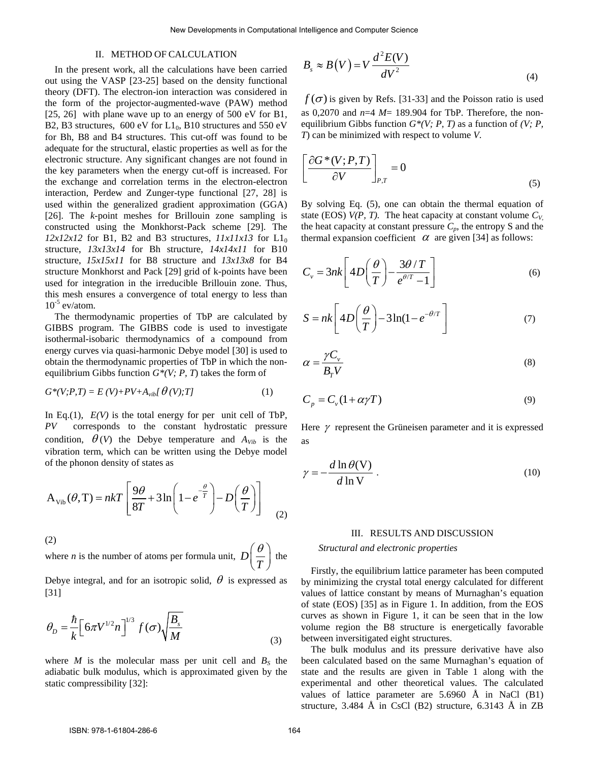## II. METHOD OF CALCULATION

In the present work, all the calculations have been carried out using the VASP [23-25] based on the density functional theory (DFT). The electron-ion interaction was considered in the form of the projector-augmented-wave (PAW) method [25, 26] with plane wave up to an energy of 500 eV for B1, B2, B3 structures, 600 eV for $L1_0$, B10 structures and 550 eV for Bh, B8 and B4 structures. This cut-off was found to be adequate for the structural, elastic properties as well as for the electronic structure. Any significant changes are not found in the key parameters when the energy cut-off is increased. For the exchange and correlation terms in the electron-electron interaction, Perdew and Zunger-type functional [27, 28] is used within the generalized gradient approximation (GGA) [26]. The *k*-point meshes for Brillouin zone sampling is constructed using the Monkhorst-Pack scheme [29]. The *12x12x12* for B1, B2 and B3 structures, *11x11x13* for $L1_0$ structure, *13x13x14* for Bh structure, *14x14x11* for B10 structure, *15x15x11* for B8 structure and *13x13x8* for B4 structure Monkhorst and Pack [29] grid of k-points have been used for integration in the irreducible Brillouin zone. Thus, this mesh ensures a convergence of total energy to less than $10^{-5}$ ev/atom.

The thermodynamic properties of TbP are calculated by GIBBS program. The GIBBS code is used to investigate isothermal-isobaric thermodynamics of a compound from energy curves via quasi-harmonic Debye model [30] is used to obtain the thermodynamic properties of TbP in which the non-equilibrium Gibbs function $G^*(V; P, T)$ takes the form of

$$G^*(V;P,T) = E(V)+PV+A_{vib}[\theta(V);T] \tag{1}$$

In Eq.(1), $E(V)$ is the total energy for per unit cell of TbP, $PV$ corresponds to the constant hydrostatic pressure condition, $\theta(V)$ the Debye temperature and $A_{Vib}$ is the vibration term, which can be written using the Debye model of the phonon density of states as

$$A_{Vib}(\theta,T) = nkT\left[\frac{9\theta}{8T}+3\ln\left(1-e^{-\frac{\theta}{T}}\right)-D\left(\frac{\theta}{T}\right)\right] \tag{2}$$

(2)

where $n$ is the number of atoms per formula unit, $D\left(\frac{\theta}{T}\right)$ the Debye integral, and for an isotropic solid, $\theta$ is expressed as [31]

$$\theta_D = \frac{\hbar}{k}\left[6\pi V^{1/2}n\right]^{1/3} f(\sigma)\sqrt{\frac{B_s}{M}} \tag{3}$$

where $M$ is the molecular mass per unit cell and $B_S$ the adiabatic bulk modulus, which is approximated given by the static compressibility [32]:

$$B_s \approx B(V) = V\frac{d^2E(V)}{dV^2} \tag{4}$$

$f(\sigma)$ is given by Refs. [31-33] and the Poisson ratio is used as 0,2070 and $n$=4 $M$= 189.904 for TbP. Therefore, the non-equilibrium Gibbs function $G^*(V; P, T)$ as a function of $(V; P, T)$ can be minimized with respect to volume $V$.

$$\left[\frac{\partial G^*(V;P,T)}{\partial V}\right]_{P,T} = 0 \tag{5}$$

By solving Eq. (5), one can obtain the thermal equation of state (EOS) $V(P, T)$. The heat capacity at constant volume $C_V$, the heat capacity at constant pressure $C_p$, the entropy S and the thermal expansion coefficient $\alpha$ are given [34] as follows:

$$C_v = 3nk\left[4D\left(\frac{\theta}{T}\right)-\frac{3\theta/T}{e^{\theta/T}-1}\right] \tag{6}$$

$$S = nk\left[4D\left(\frac{\theta}{T}\right)-3\ln(1-e^{-\theta/T}\right] \tag{7}$$

$$\alpha = \frac{\gamma C_v}{B_T V} \tag{8}$$

$$C_p = C_v(1+\alpha\gamma T) \tag{9}$$

Here $\gamma$ represent the Grüneisen parameter and it is expressed as

$$\gamma = -\frac{d\ln\theta(\mathrm{V})}{d\ln \mathrm{V}}\ . \tag{10}$$

## III. RESULTS AND DISCUSSION

*Structural and electronic properties*

Firstly, the equilibrium lattice parameter has been computed by minimizing the crystal total energy calculated for different values of lattice constant by means of Murnaghan's equation of state (EOS) [35] as in Figure 1. In addition, from the EOS curves as shown in Figure 1, it can be seen that in the low volume region the B8 structure is energetically favorable between inversitigated eight structures.

The bulk modulus and its pressure derivative have also been calculated based on the same Murnaghan's equation of state and the results are given in Table 1 along with the experimental and other theoretical values. The calculated values of lattice parameter are 5.6960 Å in NaCl (B1) structure, 3.484 Å in CsCl (B2) structure, 6.3143 Å in ZB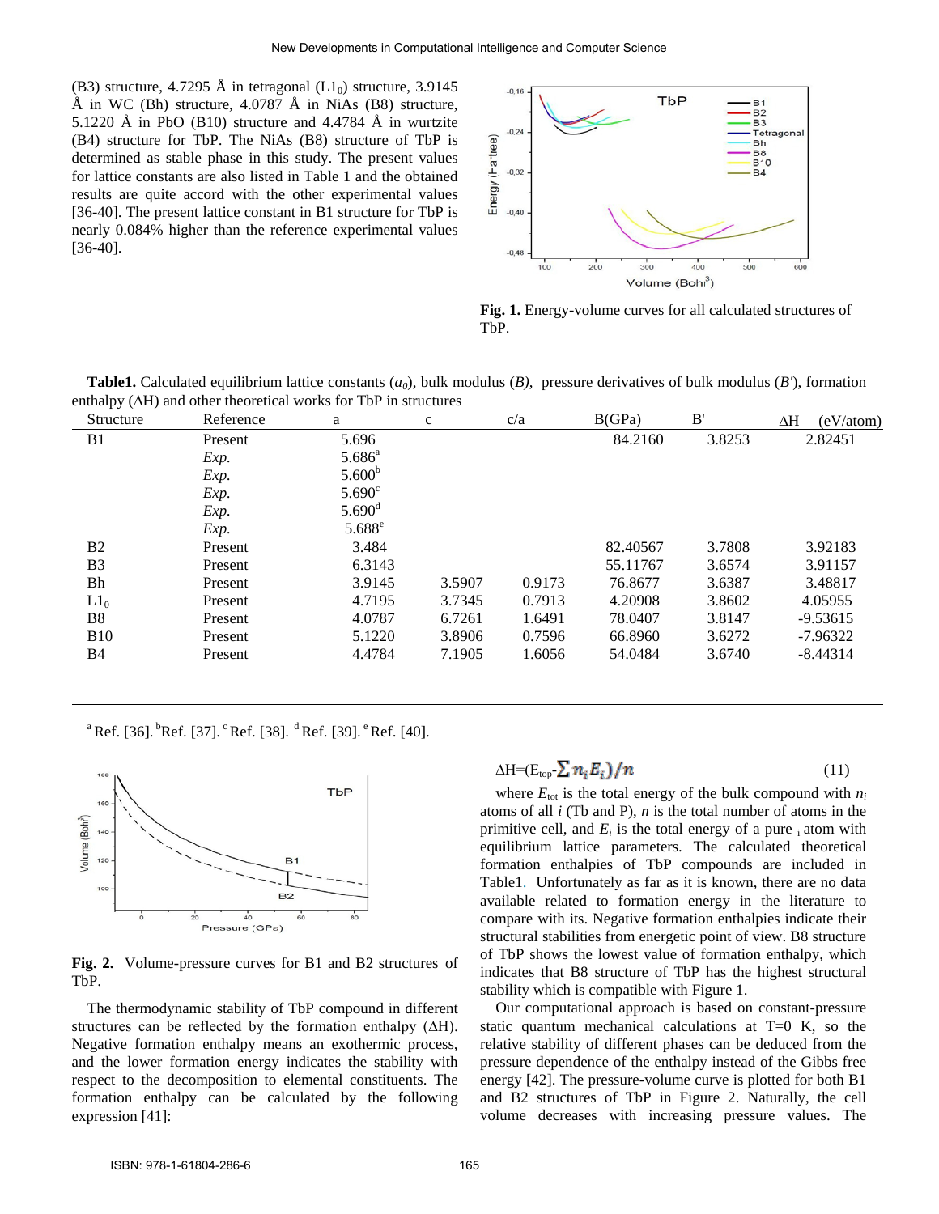(B3) structure, 4.7295 Å in tetragonal ($L1_0$) structure, 3.9145 Å in WC (Bh) structure, 4.0787 Å in NiAs (B8) structure, 5.1220 Å in PbO (B10) structure and 4.4784 Å in wurtzite (B4) structure for TbP. The NiAs (B8) structure of TbP is determined as stable phase in this study. The present values for lattice constants are also listed in Table 1 and the obtained results are quite accord with the other experimental values [36-40]. The present lattice constant in B1 structure for TbP is nearly 0.084% higher than the reference experimental values [36-40].

**Fig. 1.** Energy-volume curves for all calculated structures of TbP.

**Table1.** Calculated equilibrium lattice constants ($a_0$), bulk modulus ($B$), pressure derivatives of bulk modulus ($B'$), formation enthalpy (ΔH) and other theoretical works for TbP in structures

| Structure | Reference | a | c | c/a | B(GPa) | B' | ΔH (eV/atom) |
|---|---|---|---|---|---|---|---|
| B1 | Present | 5.696 | | | 84.2160 | 3.8253 | 2.82451 |
| | *Exp.* | 5.686[a] | | | | | |
| | *Exp.* | 5.600[b] | | | | | |
| | *Exp.* | 5.690[c] | | | | | |
| | *Exp.* | 5.690[d] | | | | | |
| | *Exp.* | 5.688[e] | | | | | |
| B2 | Present | 3.484 | | | 82.40567 | 3.7808 | 3.92183 |
| B3 | Present | 6.3143 | | | 55.11767 | 3.6574 | 3.91157 |
| Bh | Present | 3.9145 | 3.5907 | 0.9173 | 76.8677 | 3.6387 | 3.48817 |
| $L1_0$ | Present | 4.7195 | 3.7345 | 0.7913 | 4.20908 | 3.8602 | 4.05955 |
| B8 | Present | 4.0787 | 6.7261 | 1.6491 | 78.0407 | 3.8147 | -9.53615 |
| B10 | Present | 5.1220 | 3.8906 | 0.7596 | 66.8960 | 3.6272 | -7.96322 |
| B4 | Present | 4.4784 | 7.1905 | 1.6056 | 54.0484 | 3.6740 | -8.44314 |

[a] Ref. [36]. [b] Ref. [37]. [c] Ref. [38]. [d] Ref. [39]. [e] Ref. [40].

**Fig. 2.** Volume-pressure curves for B1 and B2 structures of TbP.

The thermodynamic stability of TbP compound in different structures can be reflected by the formation enthalpy (ΔH). Negative formation enthalpy means an exothermic process, and the lower formation energy indicates the stability with respect to the decomposition to elemental constituents. The formation enthalpy can be calculated by the following expression [41]:

$$\Delta H = (E_{top} - \sum n_i E_i)/n \tag{11}$$

where $E_{tot}$ is the total energy of the bulk compound with $n_i$ atoms of all $i$ (Tb and P), $n$ is the total number of atoms in the primitive cell, and $E_i$ is the total energy of a pure $_i$ atom with equilibrium lattice parameters. The calculated theoretical formation enthalpies of TbP compounds are included in Table1. Unfortunately as far as it is known, there are no data available related to formation energy in the literature to compare with its. Negative formation enthalpies indicate their structural stabilities from energetic point of view. B8 structure of TbP shows the lowest value of formation enthalpy, which indicates that B8 structure of TbP has the highest structural stability which is compatible with Figure 1.

Our computational approach is based on constant-pressure static quantum mechanical calculations at T=0 K, so the relative stability of different phases can be deduced from the pressure dependence of the enthalpy instead of the Gibbs free energy [42]. The pressure-volume curve is plotted for both B1 and B2 structures of TbP in Figure 2. Naturally, the cell volume decreases with increasing pressure values. The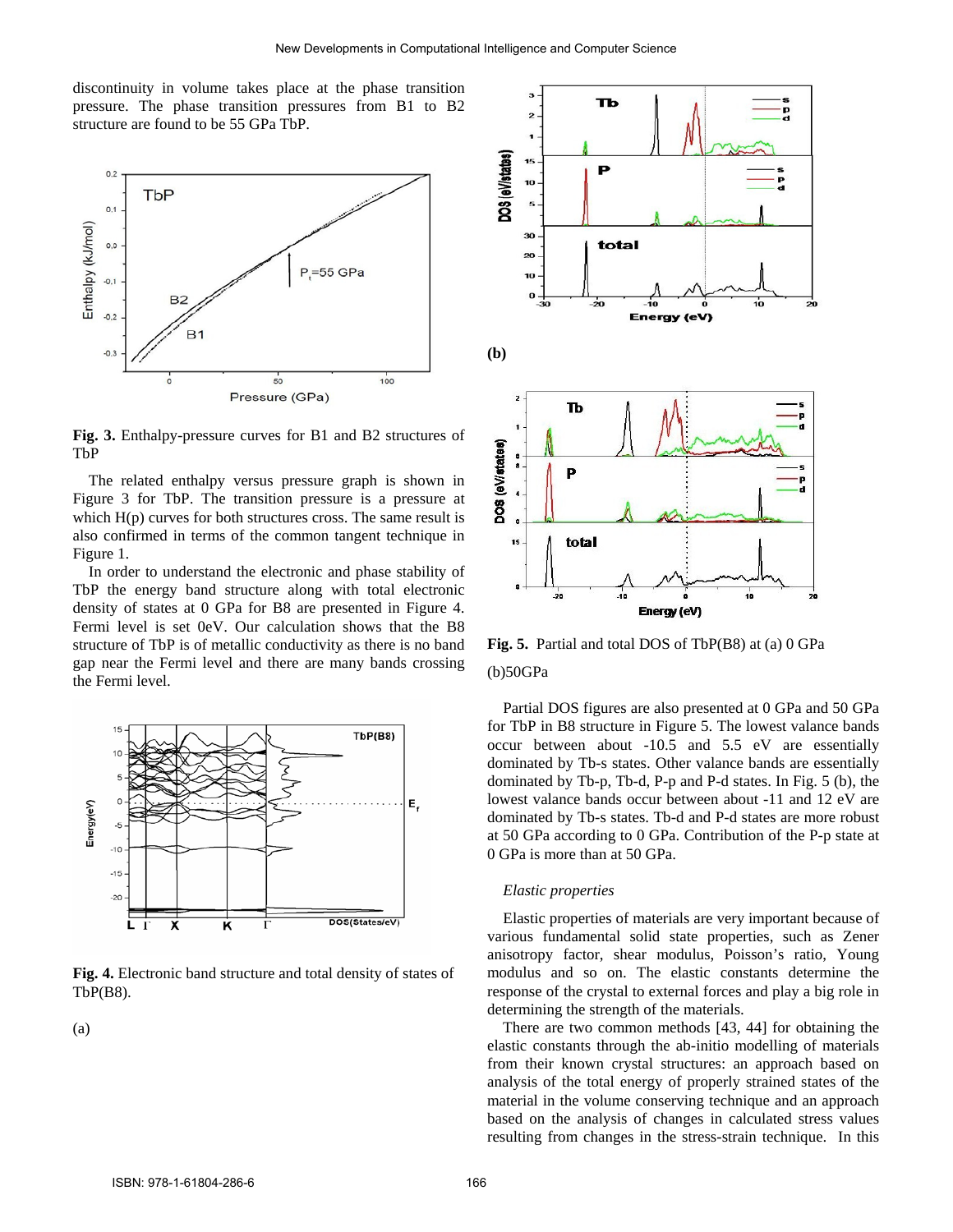discontinuity in volume takes place at the phase transition pressure. The phase transition pressures from B1 to B2 structure are found to be 55 GPa TbP.

**Fig. 3.** Enthalpy-pressure curves for B1 and B2 structures of TbP

The related enthalpy versus pressure graph is shown in Figure 3 for TbP. The transition pressure is a pressure at which H(p) curves for both structures cross. The same result is also confirmed in terms of the common tangent technique in Figure 1.

In order to understand the electronic and phase stability of TbP the energy band structure along with total electronic density of states at 0 GPa for B8 are presented in Figure 4. Fermi level is set 0eV. Our calculation shows that the B8 structure of TbP is of metallic conductivity as there is no band gap near the Fermi level and there are many bands crossing the Fermi level.

**Fig. 4.** Electronic band structure and total density of states of TbP(B8).

(a)

(b)

**Fig. 5.** Partial and total DOS of TbP(B8) at (a) 0 GPa (b)50GPa

Partial DOS figures are also presented at 0 GPa and 50 GPa for TbP in B8 structure in Figure 5. The lowest valance bands occur between about -10.5 and 5.5 eV are essentially dominated by Tb-s states. Other valance bands are essentially dominated by Tb-p, Tb-d, P-p and P-d states. In Fig. 5 (b), the lowest valance bands occur between about -11 and 12 eV are dominated by Tb-s states. Tb-d and P-d states are more robust at 50 GPa according to 0 GPa. Contribution of the P-p state at 0 GPa is more than at 50 GPa.

*Elastic properties*

Elastic properties of materials are very important because of various fundamental solid state properties, such as Zener anisotropy factor, shear modulus, Poisson's ratio, Young modulus and so on. The elastic constants determine the response of the crystal to external forces and play a big role in determining the strength of the materials.

There are two common methods [43, 44] for obtaining the elastic constants through the ab-initio modelling of materials from their known crystal structures: an approach based on analysis of the total energy of properly strained states of the material in the volume conserving technique and an approach based on the analysis of changes in calculated stress values resulting from changes in the stress-strain technique. In this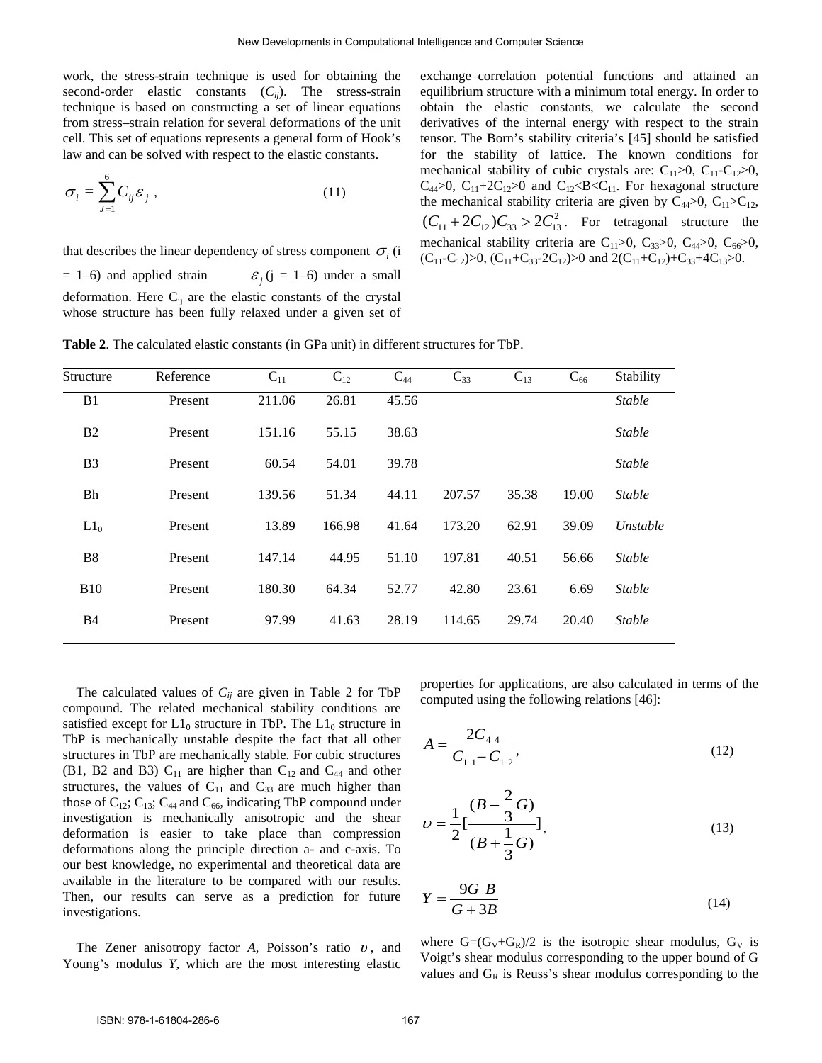work, the stress-strain technique is used for obtaining the second-order elastic constants ($C_{ij}$). The stress-strain technique is based on constructing a set of linear equations from stress–strain relation for several deformations of the unit cell. This set of equations represents a general form of Hook's law and can be solved with respect to the elastic constants.

$$\sigma_i = \sum_{J=1}^{6} C_{ij}\varepsilon_j \ , \tag{11}$$

that describes the linear dependency of stress component $\sigma_i$ (i = 1–6) and applied strain $\varepsilon_j$ (j = 1–6) under a small deformation. Here $C_{ij}$ are the elastic constants of the crystal whose structure has been fully relaxed under a given set of exchange–correlation potential functions and attained an equilibrium structure with a minimum total energy. In order to obtain the elastic constants, we calculate the second derivatives of the internal energy with respect to the strain tensor. The Born's stability criteria's [45] should be satisfied for the stability of lattice. The known conditions for mechanical stability of cubic crystals are: $C_{11}>0$, $C_{11}-C_{12}>0$, $C_{44}>0$, $C_{11}+2C_{12}>0$ and $C_{12}<B<C_{11}$. For hexagonal structure the mechanical stability criteria are given by $C_{44}>0$, $C_{11}>C_{12}$, $(C_{11}+2C_{12})C_{33}>2C_{13}^2$. For tetragonal structure the mechanical stability criteria are $C_{11}>0$, $C_{33}>0$, $C_{44}>0$, $C_{66}>0$, $(C_{11}-C_{12})>0$, $(C_{11}+C_{33}-2C_{12})>0$ and $2(C_{11}+C_{12})+C_{33}+4C_{13}>0$.

**Table 2**. The calculated elastic constants (in GPa unit) in different structures for TbP.

| Structure | Reference | $C_{11}$ | $C_{12}$ | $C_{44}$ | $C_{33}$ | $C_{13}$ | $C_{66}$ | Stability |
|---|---|---|---|---|---|---|---|---|
| B1 | Present | 211.06 | 26.81 | 45.56 | | | | *Stable* |
| B2 | Present | 151.16 | 55.15 | 38.63 | | | | *Stable* |
| B3 | Present | 60.54 | 54.01 | 39.78 | | | | *Stable* |
| Bh | Present | 139.56 | 51.34 | 44.11 | 207.57 | 35.38 | 19.00 | *Stable* |
| $L1_0$ | Present | 13.89 | 166.98 | 41.64 | 173.20 | 62.91 | 39.09 | *Unstable* |
| B8 | Present | 147.14 | 44.95 | 51.10 | 197.81 | 40.51 | 56.66 | *Stable* |
| B10 | Present | 180.30 | 64.34 | 52.77 | 42.80 | 23.61 | 6.69 | *Stable* |
| B4 | Present | 97.99 | 41.63 | 28.19 | 114.65 | 29.74 | 20.40 | *Stable* |

The calculated values of $C_{ij}$ are given in Table 2 for TbP compound. The related mechanical stability conditions are satisfied except for $L1_0$ structure in TbP. The $L1_0$ structure in TbP is mechanically unstable despite the fact that all other structures in TbP are mechanically stable. For cubic structures (B1, B2 and B3) $C_{11}$ are higher than $C_{12}$ and $C_{44}$ and other structures, the values of $C_{11}$ and $C_{33}$ are much higher than those of $C_{12}$; $C_{13}$; $C_{44}$ and $C_{66}$, indicating TbP compound under investigation is mechanically anisotropic and the shear deformation is easier to take place than compression deformations along the principle direction a- and c-axis. To our best knowledge, no experimental and theoretical data are available in the literature to be compared with our results. Then, our results can serve as a prediction for future investigations.

The Zener anisotropy factor *A*, Poisson's ratio $\upsilon$, and Young's modulus *Y*, which are the most interesting elastic properties for applications, are also calculated in terms of the computed using the following relations [46]:

$$A = \frac{2C_{44}}{C_{11}-C_{12}}, \tag{12}$$

$$\upsilon = \frac{1}{2}\left[\frac{(B-\frac{2}{3}G)}{(B+\frac{1}{3}G)}\right], \tag{13}$$

$$Y = \frac{9G\ B}{G+3B} \tag{14}$$

where $G=(G_V+G_R)/2$ is the isotropic shear modulus, $G_V$ is Voigt's shear modulus corresponding to the upper bound of G values and $G_R$ is Reuss's shear modulus corresponding to the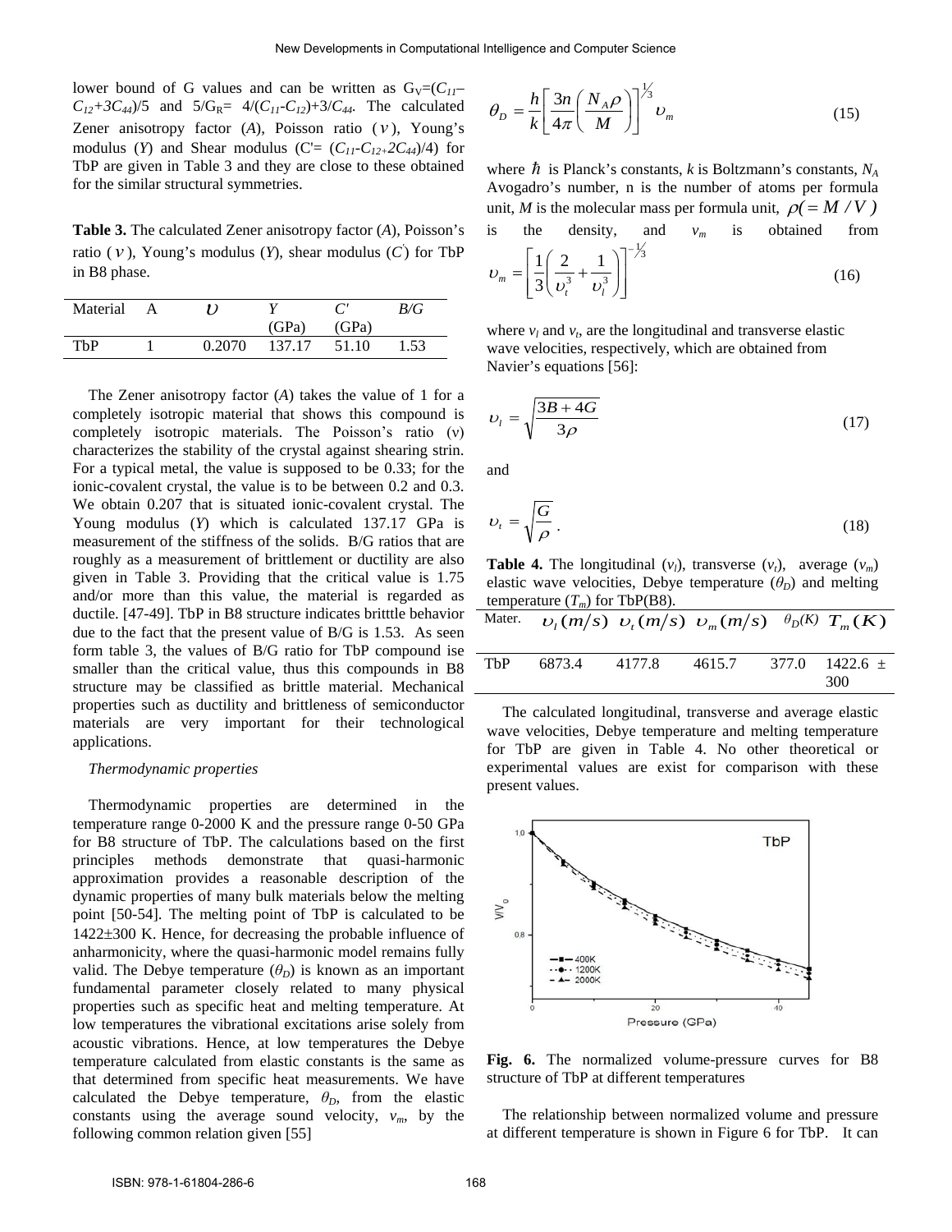lower bound of G values and can be written as $G_V=(C_{11}-C_{12}+3C_{44})/5$ and $5/G_R= 4/(C_{11}-C_{12})+3/C_{44}$. The calculated Zener anisotropy factor ($A$), Poisson ratio ($\nu$), Young's modulus ($Y$) and Shear modulus ($C'= (C_{11}-C_{12+}2C_{44})/4$) for TbP are given in Table 3 and they are close to these obtained for the similar structural symmetries.

**Table 3.** The calculated Zener anisotropy factor ($A$), Poisson's ratio ($\nu$), Young's modulus ($Y$), shear modulus ($C'$) for TbP in B8 phase.

| Material | A | $\upsilon$ | $Y$ (GPa) | $C'$ (GPa) | $B/G$ |
|---|---|---|---|---|---|
| TbP | 1 | 0.2070 | 137.17 | 51.10 | 1.53 |

The Zener anisotropy factor ($A$) takes the value of 1 for a completely isotropic material that shows this compound is completely isotropic materials. The Poisson's ratio ($\nu$) characterizes the stability of the crystal against shearing strin. For a typical metal, the value is supposed to be 0.33; for the ionic-covalent crystal, the value is to be between 0.2 and 0.3. We obtain 0.207 that is situated ionic-covalent crystal. The Young modulus ($Y$) which is calculated 137.17 GPa is measurement of the stiffness of the solids. B/G ratios that are roughly as a measurement of brittlement or ductility are also given in Table 3. Providing that the critical value is 1.75 and/or more than this value, the material is regarded as ductile. [47-49]. TbP in B8 structure indicates britttle behavior due to the fact that the present value of B/G is 1.53. As seen form table 3, the values of B/G ratio for TbP compound ise smaller than the critical value, thus this compounds in B8 structure may be classified as brittle material. Mechanical properties such as ductility and brittleness of semiconductor materials are very important for their technological applications.

*Thermodynamic properties*

Thermodynamic properties are determined in the temperature range 0-2000 K and the pressure range 0-50 GPa for B8 structure of TbP. The calculations based on the first principles methods demonstrate that quasi-harmonic approximation provides a reasonable description of the dynamic properties of many bulk materials below the melting point [50-54]. The melting point of TbP is calculated to be 1422±300 K. Hence, for decreasing the probable influence of anharmonicity, where the quasi-harmonic model remains fully valid. The Debye temperature ($\theta_D$) is known as an important fundamental parameter closely related to many physical properties such as specific heat and melting temperature. At low temperatures the vibrational excitations arise solely from acoustic vibrations. Hence, at low temperatures the Debye temperature calculated from elastic constants is the same as that determined from specific heat measurements. We have calculated the Debye temperature, $\theta_D$, from the elastic constants using the average sound velocity, $v_m$, by the following common relation given [55]

$$\theta_D = \frac{h}{k}\left[\frac{3n}{4\pi}\left(\frac{N_A \rho}{M}\right)\right]^{1/3} \upsilon_m \tag{15}$$

where $\hbar$ is Planck's constants, $k$ is Boltzmann's constants, $N_A$ Avogadro's number, n is the number of atoms per formula unit, $M$ is the molecular mass per formula unit, $\rho(=M/V)$ is the density, and $v_m$ is obtained from

$$\upsilon_m = \left[\frac{1}{3}\left(\frac{2}{\upsilon_t^3} + \frac{1}{\upsilon_l^3}\right)\right]^{-1/3} \tag{16}$$

where $v_l$ and $v_t$, are the longitudinal and transverse elastic wave velocities, respectively, which are obtained from Navier's equations [56]:

$$\upsilon_l = \sqrt{\frac{3B+4G}{3\rho}} \tag{17}$$

and

$$\upsilon_t = \sqrt{\frac{G}{\rho}}. \tag{18}$$

**Table 4.** The longitudinal ($v_l$), transverse ($v_t$), average ($v_m$) elastic wave velocities, Debye temperature ($\theta_D$) and melting temperature ($T_m$) for TbP(B8).

| Mater. | $\upsilon_l(m/s)$ | $\upsilon_t(m/s)$ | $\upsilon_m(m/s)$ | $\theta_D(K)$ | $T_m(K)$ |
|---|---|---|---|---|---|
| TbP | 6873.4 | 4177.8 | 4615.7 | 377.0 | 1422.6 ± 300 |

The calculated longitudinal, transverse and average elastic wave velocities, Debye temperature and melting temperature for TbP are given in Table 4. No other theoretical or experimental values are exist for comparison with these present values.

**Fig. 6.** The normalized volume-pressure curves for B8 structure of TbP at different temperatures

The relationship between normalized volume and pressure at different temperature is shown in Figure 6 for TbP. It can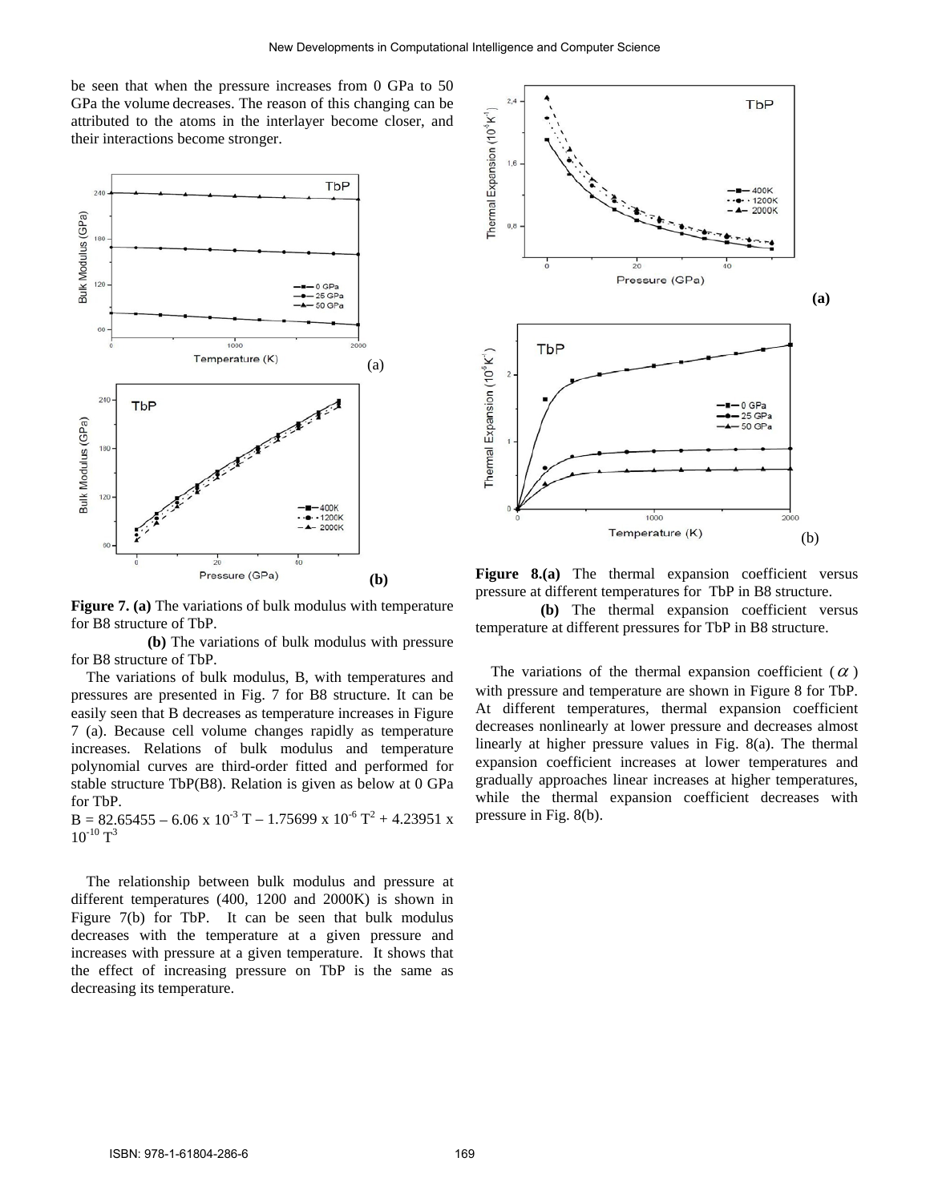be seen that when the pressure increases from 0 GPa to 50 GPa the volume decreases. The reason of this changing can be attributed to the atoms in the interlayer become closer, and their interactions become stronger.

**Figure 7. (a)** The variations of bulk modulus with temperature for B8 structure of TbP.

**(b)** The variations of bulk modulus with pressure for B8 structure of TbP.

The variations of bulk modulus, B, with temperatures and pressures are presented in Fig. 7 for B8 structure. It can be easily seen that B decreases as temperature increases in Figure 7 (a). Because cell volume changes rapidly as temperature increases. Relations of bulk modulus and temperature polynomial curves are third-order fitted and performed for stable structure TbP(B8). Relation is given as below at 0 GPa for TbP.

$B = 82.65455 - 6.06 \times 10^{-3}\,T - 1.75699 \times 10^{-6}\,T^2 + 4.23951 \times 10^{-10}\,T^3$

The relationship between bulk modulus and pressure at different temperatures (400, 1200 and 2000K) is shown in Figure 7(b) for TbP. It can be seen that bulk modulus decreases with the temperature at a given pressure and increases with pressure at a given temperature. It shows that the effect of increasing pressure on TbP is the same as decreasing its temperature.

**Figure 8.(a)** The thermal expansion coefficient versus pressure at different temperatures for TbP in B8 structure.

**(b)** The thermal expansion coefficient versus temperature at different pressures for TbP in B8 structure.

The variations of the thermal expansion coefficient ($\alpha$) with pressure and temperature are shown in Figure 8 for TbP. At different temperatures, thermal expansion coefficient decreases nonlinearly at lower pressure and decreases almost linearly at higher pressure values in Fig. 8(a). The thermal expansion coefficient increases at lower temperatures and gradually approaches linear increases at higher temperatures, while the thermal expansion coefficient decreases with pressure in Fig. 8(b).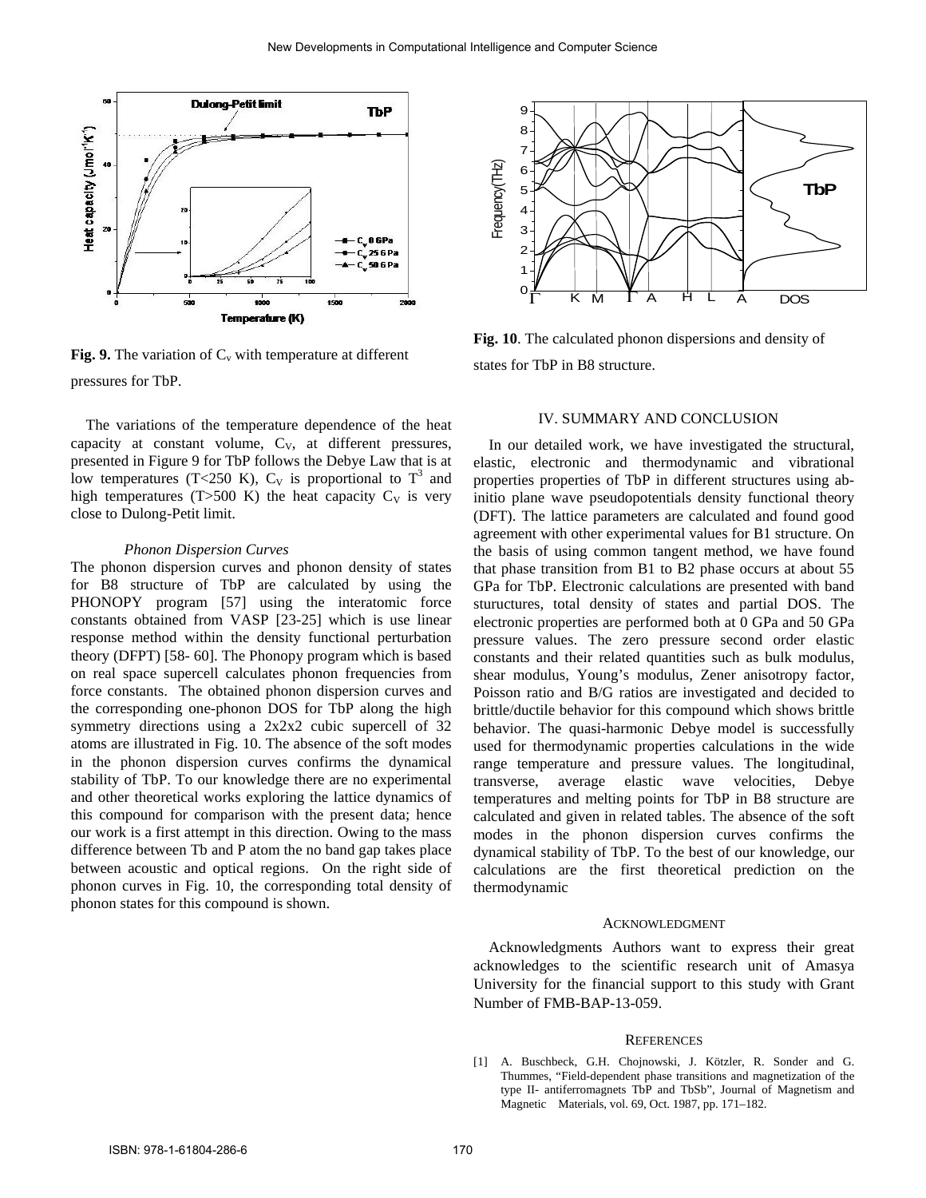Fig. 9. The variation of $C_v$ with temperature at different pressures for TbP.

Fig. 10. The calculated phonon dispersions and density of states for TbP in B8 structure.

The variations of the temperature dependence of the heat capacity at constant volume, $C_V$, at different pressures, presented in Figure 9 for TbP follows the Debye Law that is at low temperatures (T<250 K), $C_V$ is proportional to $T^3$ and high temperatures (T>500 K) the heat capacity $C_V$ is very close to Dulong-Petit limit.

### *Phonon Dispersion Curves*

The phonon dispersion curves and phonon density of states for B8 structure of TbP are calculated by using the PHONOPY program [57] using the interatomic force constants obtained from VASP [23-25] which is use linear response method within the density functional perturbation theory (DFPT) [58- 60]. The Phonopy program which is based on real space supercell calculates phonon frequencies from force constants. The obtained phonon dispersion curves and the corresponding one-phonon DOS for TbP along the high symmetry directions using a 2x2x2 cubic supercell of 32 atoms are illustrated in Fig. 10. The absence of the soft modes in the phonon dispersion curves confirms the dynamical stability of TbP. To our knowledge there are no experimental and other theoretical works exploring the lattice dynamics of this compound for comparison with the present data; hence our work is a first attempt in this direction. Owing to the mass difference between Tb and P atom the no band gap takes place between acoustic and optical regions. On the right side of phonon curves in Fig. 10, the corresponding total density of phonon states for this compound is shown.

## IV. SUMMARY AND CONCLUSION

In our detailed work, we have investigated the structural, elastic, electronic and thermodynamic and vibrational properties properties of TbP in different structures using ab-initio plane wave pseudopotentials density functional theory (DFT). The lattice parameters are calculated and found good agreement with other experimental values for B1 structure. On the basis of using common tangent method, we have found that phase transition from B1 to B2 phase occurs at about 55 GPa for TbP. Electronic calculations are presented with band stuructures, total density of states and partial DOS. The electronic properties are performed both at 0 GPa and 50 GPa pressure values. The zero pressure second order elastic constants and their related quantities such as bulk modulus, shear modulus, Young's modulus, Zener anisotropy factor, Poisson ratio and B/G ratios are investigated and decided to brittle/ductile behavior for this compound which shows brittle behavior. The quasi-harmonic Debye model is successfully used for thermodynamic properties calculations in the wide range temperature and pressure values. The longitudinal, transverse, average elastic wave velocities, Debye temperatures and melting points for TbP in B8 structure are calculated and given in related tables. The absence of the soft modes in the phonon dispersion curves confirms the dynamical stability of TbP. To the best of our knowledge, our calculations are the first theoretical prediction on the thermodynamic

## ACKNOWLEDGMENT

Acknowledgments Authors want to express their great acknowledges to the scientific research unit of Amasya University for the financial support to this study with Grant Number of FMB-BAP-13-059.

## REFERENCES

[1] A. Buschbeck, G.H. Chojnowski, J. Kötzler, R. Sonder and G. Thummes, "Field-dependent phase transitions and magnetization of the type II- antiferromagnets TbP and TbSb", Journal of Magnetism and Magnetic Materials, vol. 69, Oct. 1987, pp. 171–182.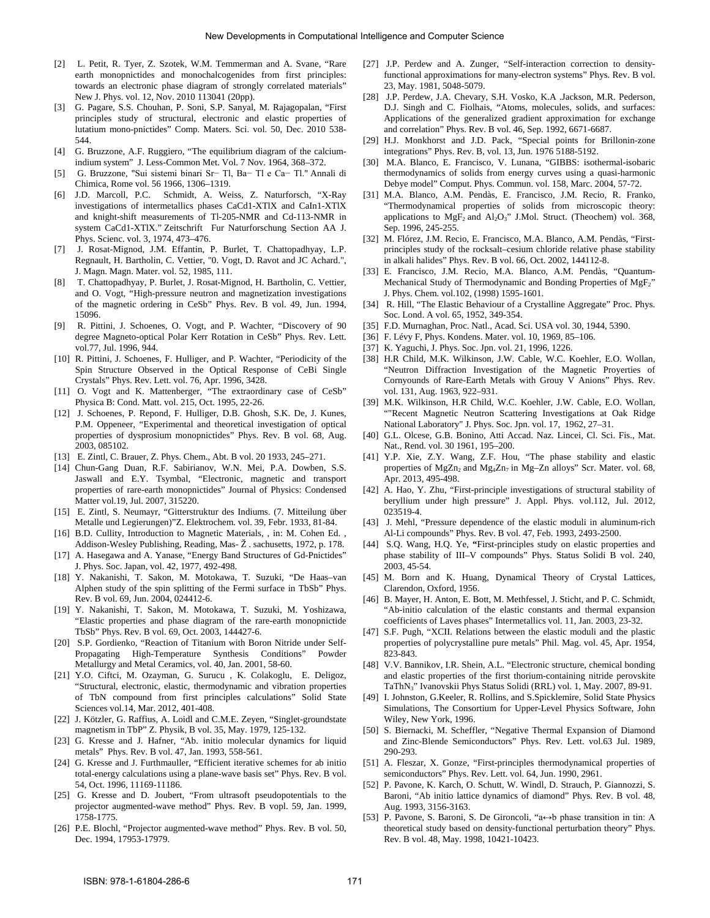[2] L. Petit, R. Tyer, Z. Szotek, W.M. Temmerman and A. Svane, "Rare earth monopnictides and monochalcogenides from first principles: towards an electronic phase diagram of strongly correlated materials" New J. Phys. vol. 12, Nov. 2010 113041 (20pp).

[3] G. Pagare, S.S. Chouhan, P. Soni, S.P. Sanyal, M. Rajagopalan, "First principles study of structural, electronic and elastic properties of lutatium mono-pnictides" Comp. Maters. Sci. vol. 50, Dec. 2010 538-544.

[4] G. Bruzzone, A.F. Ruggiero, "The equilibrium diagram of the calcium-indium system" J. Less-Common Met. Vol. 7 Nov. 1964, 368–372.

[5] G. Bruzzone, "Sui sistemi binari Sr− Tl, Ba− Tl e Ca− Tl." Annali di Chimica, Rome vol. 56 1966, 1306–1319.

[6] J.D. Marcoll, P.C. Schmidt, A. Weiss, Z. Naturforsch, "X-Ray investigations of intermetallics phases CaCd1-XTlX and CaIn1-XTlX and knight-shift measurements of Tl-205-NMR and Cd-113-NMR in system CaCd1-XTlX." Zeitschrift Fur Naturforschung Section AA J. Phys. Scienc. vol. 3, 1974, 473–476.

[7] J. Rosat-Mignod, J.M. Effantin, P. Burlet, T. Chattopadhyay, L.P. Regnault, H. Bartholin, C. Vettier, "0. Vogt, D. Ravot and JC Achard.", J. Magn. Magn. Mater. vol. 52, 1985, 111.

[8] T. Chattopadhyay, P. Burlet, J. Rosat-Mignod, H. Bartholin, C. Vettier, and O. Vogt, "High-pressure neutron and magnetization investigations of the magnetic ordering in CeSb" Phys. Rev. B vol. 49, Jun. 1994, 15096.

[9] R. Pittini, J. Schoenes, O. Vogt, and P. Wachter, "Discovery of 90 degree Magneto-optical Polar Kerr Rotation in CeSb" Phys. Rev. Lett. vol.77, Jul. 1996, 944.

[10] R. Pittini, J. Schoenes, F. Hulliger, and P. Wachter, "Periodicity of the Spin Structure Observed in the Optical Response of CeBi Single Crystals" Phys. Rev. Lett. vol. 76, Apr. 1996, 3428.

[11] O. Vogt and K. Mattenberger, "The extraordinary case of CeSb" Physica B: Cond. Matt. vol. 215, Oct. 1995, 22-26.

[12] J. Schoenes, P. Repond, F. Hulliger, D.B. Ghosh, S.K. De, J. Kunes, P.M. Oppeneer, "Experimental and theoretical investigation of optical properties of dysprosium monopnictides" Phys. Rev. B vol. 68, Aug. 2003, 085102.

[13] E. Zintl, C. Brauer, Z. Phys. Chem., Abt. B vol. 20 1933, 245–271.

[14] Chun-Gang Duan, R.F. Sabirianov, W.N. Mei, P.A. Dowben, S.S. Jaswall and E.Y. Tsymbal, "Electronic, magnetic and transport properties of rare-earth monopnictides" Journal of Physics: Condensed Matter vol.19, Jul. 2007, 315220.

[15] E. Zintl, S. Neumayr, "Gitterstruktur des Indiums. (7. Mitteilung über Metalle und Legierungen)"Z. Elektrochem. vol. 39, Febr. 1933, 81-84.

[16] B.D. Cullity, Introduction to Magnetic Materials, , in: M. Cohen Ed. , Addison-Wesley Publishing, Reading, Mas- Ž . sachusetts, 1972, p. 178.

[17] A. Hasegawa and A. Yanase, "Energy Band Structures of Gd-Pnictides" J. Phys. Soc. Japan, vol. 42, 1977, 492-498.

[18] Y. Nakanishi, T. Sakon, M. Motokawa, T. Suzuki, "De Haas–van Alphen study of the spin splitting of the Fermi surface in TbSb" Phys. Rev. B vol. 69, Jun. 2004, 024412-6.

[19] Y. Nakanishi, T. Sakon, M. Motokawa, T. Suzuki, M. Yoshizawa, "Elastic properties and phase diagram of the rare-earth monopnictide TbSb" Phys. Rev. B vol. 69, Oct. 2003, 144427-6.

[20] S.P. Gordienko, "Reaction of Titanium with Boron Nitride under Self-Propagating High-Temperature Synthesis Conditions" Powder Metallurgy and Metal Ceramics, vol. 40, Jan. 2001, 58-60.

[21] Y.O. Ciftci, M. Ozayman, G. Surucu , K. Colakoglu, E. Deligoz, "Structural, electronic, elastic, thermodynamic and vibration properties of TbN compound from first principles calculations" Solid State Sciences vol.14, Mar. 2012, 401-408.

[22] J. Kötzler, G. Raffius, A. Loidl and C.M.E. Zeyen, "Singlet-groundstate magnetism in TbP" Z. Physik, B vol. 35, May. 1979, 125-132.

[23] G. Kresse and J. Hafner, "Ab. initio molecular dynamics for liquid metals" Phys. Rev. B vol. 47, Jan. 1993, 558-561.

[24] G. Kresse and J. Furthmauller, "Efficient iterative schemes for ab initio total-energy calculations using a plane-wave basis set" Phys. Rev. B vol. 54, Oct. 1996, 11169-11186.

[25] G. Kresse and D. Joubert, "From ultrasoft pseudopotentials to the projector augmented-wave method" Phys. Rev. B vopl. 59, Jan. 1999, 1758-1775.

[26] P.E. Blochl, "Projector augmented-wave method" Phys. Rev. B vol. 50, Dec. 1994, 17953-17979.

[27] J.P. Perdew and A. Zunger, "Self-interaction correction to density-functional approximations for many-electron systems" Phys. Rev. B vol. 23, May. 1981, 5048-5079.

[28] J.P. Perdew, J.A. Chevary, S.H. Vosko, K.A .Jackson, M.R. Pederson, D.J. Singh and C. Fiolhais, "Atoms, molecules, solids, and surfaces: Applications of the generalized gradient approximation for exchange and correlation" Phys. Rev. B vol. 46, Sep. 1992, 6671-6687.

[29] H.J. Monkhorst and J.D. Pack, "Special points for Brillonin-zone integrations" Phys. Rev. B, vol. 13, Jun. 1976 5188-5192.

[30] M.A. Blanco, E. Francisco, V. Lunana, "GIBBS: isothermal-isobaric thermodynamics of solids from energy curves using a quasi-harmonic Debye model" Comput. Phys. Commun. vol. 158, Marc. 2004, 57-72.

[31] M.A. Blanco, A.M. Pendàs, E. Francisco, J.M. Recio, R. Franko, "Thermodynamical properties of solids from microscopic theory: applications to $MgF_2$ and $Al_2O_3$" J.Mol. Struct. (Theochem) vol. 368, Sep. 1996, 245-255.

[32] M. Flórez, J.M. Recio, E. Francisco, M.A. Blanco, A.M. Pendàs, "First-principles study of the rocksalt–cesium chloride relative phase stability in alkali halides" Phys. Rev. B vol. 66, Oct. 2002, 144112-8.

[33] E. Francisco, J.M. Recio, M.A. Blanco, A.M. Pendàs, "Quantum-Mechanical Study of Thermodynamic and Bonding Properties of $MgF_2$" J. Phys. Chem. vol.102, (1998) 1595-1601.

[34] R. Hill, "The Elastic Behaviour of a Crystalline Aggregate" Proc. Phys. Soc. Lond. A vol. 65, 1952, 349-354.

[35] F.D. Murnaghan, Proc. Natl., Acad. Sci. USA vol. 30, 1944, 5390.

[36] F. Lévy F, Phys. Kondens. Mater. vol. 10, 1969, 85–106.

[37] K. Yaguchi, J. Phys. Soc. Jpn. vol. 21, 1996, 1226.

[38] H.R Child, M.K. Wilkinson, J.W. Cable, W.C. Koehler, E.O. Wollan, "Neutron Diffraction Investigation of the Magnetic Proyerties of Cornyounds of Rare-Earth Metals with Grouy V Anions" Phys. Rev. vol. 131, Aug. 1963, 922–931.

[39] M.K. Wilkinson, H.R Child, W.C. Koehler, J.W. Cable, E.O. Wollan, ""Recent Magnetic Neutron Scattering Investigations at Oak Ridge National Laboratory" J. Phys. Soc. Jpn. vol. 17, 1962, 27–31.

[40] G.L. Olcese, G.B. Bonino, Atti Accad. Naz. Lincei, Cl. Sci. Fis., Mat. Nat., Rend. vol. 30 1961, 195–200.

[41] Y.P. Xie, Z.Y. Wang, Z.F. Hou, "The phase stability and elastic properties of $MgZn_2$ and $Mg_4Zn_7$ in Mg–Zn alloys" Scr. Mater. vol. 68, Apr. 2013, 495-498.

[42] A. Hao, Y. Zhu, "First-principle investigations of structural stability of beryllium under high pressure" J. Appl. Phys. vol.112, Jul. 2012, 023519-4.

[43] J. Mehl, "Pressure dependence of the elastic moduli in aluminum-rich Al-Li compounds" Phys. Rev. B vol. 47, Feb. 1993, 2493-2500.

[44] S.Q. Wang, H.Q. Ye, "First-principles study on elastic properties and phase stability of III–V compounds" Phys. Status Solidi B vol. 240, 2003, 45-54.

[45] M. Born and K. Huang, Dynamical Theory of Crystal Lattices, Clarendon, Oxford, 1956.

[46] B. Mayer, H. Anton, E. Bott, M. Methfessel, J. Sticht, and P. C. Schmidt, "Ab-initio calculation of the elastic constants and thermal expansion coefficients of Laves phases" Intermetallics vol. 11, Jan. 2003, 23-32.

[47] S.F. Pugh, "XCII. Relations between the elastic moduli and the plastic properties of polycrystalline pure metals" Phil. Mag. vol. 45, Apr. 1954, 823-843.

[48] V.V. Bannikov, I.R. Shein, A.L. "Electronic structure, chemical bonding and elastic properties of the first thorium-containing nitride perovskite $TaThN_3$" Ivanovskii Phys Status Solidi (RRL) vol. 1, May. 2007, 89-91.

[49] I. Johnston, G.Keeler, R. Rollins, and S.Spicklemire, Solid State Physics Simulations, The Consortium for Upper-Level Physics Software, John Wiley, New York, 1996.

[50] S. Biernacki, M. Scheffler, "Negative Thermal Expansion of Diamond and Zinc-Blende Semiconductors" Phys. Rev. Lett. vol.63 Jul. 1989, 290-293.

[51] A. Fleszar, X. Gonze, "First-principles thermodynamical properties of semiconductors" Phys. Rev. Lett. vol. 64, Jun. 1990, 2961.

[52] P. Pavone, K. Karch, O. Schutt, W. Windl, D. Strauch, P. Giannozzi, S. Baroni, "Ab initio lattice dynamics of diamond" Phys. Rev. B vol. 48, Aug. 1993, 3156-3163.

[53] P. Pavone, S. Baroni, S. De Gironcoli, "a↔b phase transition in tin: A theoretical study based on density-functional perturbation theory" Phys. Rev. B vol. 48, May. 1998, 10421-10423.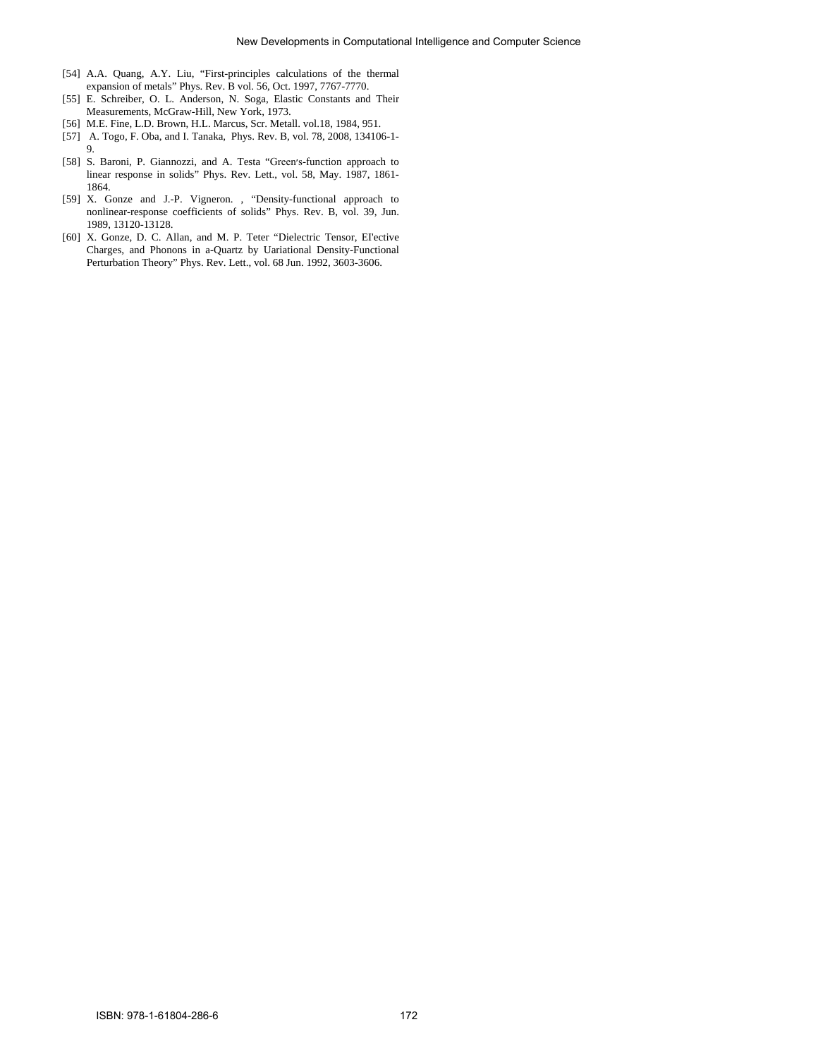[54] A.A. Quang, A.Y. Liu, "First-principles calculations of the thermal expansion of metals" Phys. Rev. B vol. 56, Oct. 1997, 7767-7770.

[55] E. Schreiber, O. L. Anderson, N. Soga, Elastic Constants and Their Measurements, McGraw-Hill, New York, 1973.

[56] M.E. Fine, L.D. Brown, H.L. Marcus, Scr. Metall. vol.18, 1984, 951.

[57] A. Togo, F. Oba, and I. Tanaka, Phys. Rev. B, vol. 78, 2008, 134106-1-9.

[58] S. Baroni, P. Giannozzi, and A. Testa "Green's-function approach to linear response in solids" Phys. Rev. Lett., vol. 58, May. 1987, 1861-1864.

[59] X. Gonze and J.-P. Vigneron. , "Density-functional approach to nonlinear-response coefficients of solids" Phys. Rev. B, vol. 39, Jun. 1989, 13120-13128.

[60] X. Gonze, D. C. Allan, and M. P. Teter "Dielectric Tensor, EI'ective Charges, and Phonons in a-Quartz by Uariational Density-Functional Perturbation Theory" Phys. Rev. Lett., vol. 68 Jun. 1992, 3603-3606.